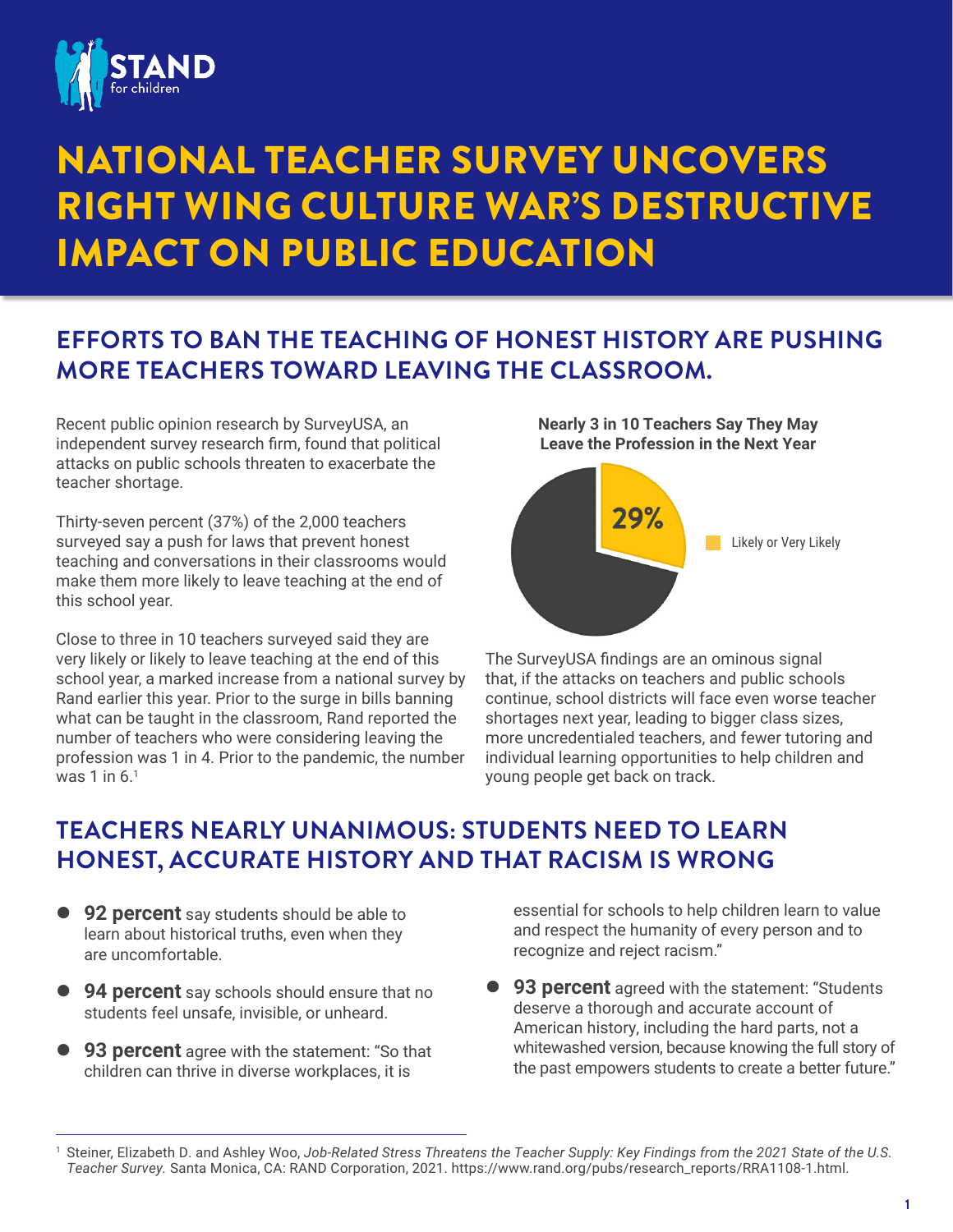STAND for children

# NATIONAL TEACHER SURVEY UNCOVERS RIGHT WING CULTURE WAR'S DESTRUCTIVE IMPACT ON PUBLIC EDUCATION

## EFFORTS TO BAN THE TEACHING OF HONEST HISTORY ARE PUSHING MORE TEACHERS TOWARD LEAVING THE CLASSROOM.

Recent public opinion research by SurveyUSA, an independent survey research firm, found that political attacks on public schools threaten to exacerbate the teacher shortage.

Thirty-seven percent (37%) of the 2,000 teachers surveyed say a push for laws that prevent honest teaching and conversations in their classrooms would make them more likely to leave teaching at the end of this school year.

Close to three in 10 teachers surveyed said they are very likely or likely to leave teaching at the end of this school year, a marked increase from a national survey by Rand earlier this year. Prior to the surge in bills banning what can be taught in the classroom, Rand reported the number of teachers who were considering leaving the profession was 1 in 4. Prior to the pandemic, the number was 1 in 6.[1]

**Nearly 3 in 10 Teachers Say They May Leave the Profession in the Next Year**

29% — Likely or Very Likely

The SurveyUSA findings are an ominous signal that, if the attacks on teachers and public schools continue, school districts will face even worse teacher shortages next year, leading to bigger class sizes, more uncredentialed teachers, and fewer tutoring and individual learning opportunities to help children and young people get back on track.

## TEACHERS NEARLY UNANIMOUS: STUDENTS NEED TO LEARN HONEST, ACCURATE HISTORY AND THAT RACISM IS WRONG

- **92 percent** say students should be able to learn about historical truths, even when they are uncomfortable.
- **94 percent** say schools should ensure that no students feel unsafe, invisible, or unheard.
- **93 percent** agree with the statement: "So that children can thrive in diverse workplaces, it is essential for schools to help children learn to value and respect the humanity of every person and to recognize and reject racism."
- **93 percent** agreed with the statement: "Students deserve a thorough and accurate account of American history, including the hard parts, not a whitewashed version, because knowing the full story of the past empowers students to create a better future."

[1] Steiner, Elizabeth D. and Ashley Woo, *Job-Related Stress Threatens the Teacher Supply: Key Findings from the 2021 State of the U.S. Teacher Survey.* Santa Monica, CA: RAND Corporation, 2021. https://www.rand.org/pubs/research_reports/RRA1108-1.html.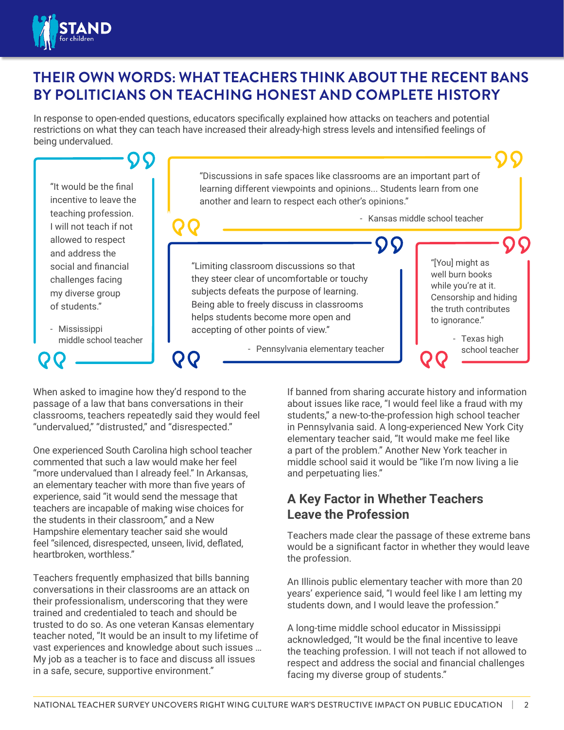## THEIR OWN WORDS: WHAT TEACHERS THINK ABOUT THE RECENT BANS BY POLITICIANS ON TEACHING HONEST AND COMPLETE HISTORY

In response to open-ended questions, educators specifically explained how attacks on teachers and potential restrictions on what they can teach have increased their already-high stress levels and intensified feelings of being undervalued.

> "It would be the final incentive to leave the teaching profession. I will not teach if not allowed to respect and address the social and financial challenges facing my diverse group of students."
>
> - Mississippi middle school teacher

> "Discussions in safe spaces like classrooms are an important part of learning different viewpoints and opinions... Students learn from one another and learn to respect each other's opinions."
>
> - Kansas middle school teacher

> "Limiting classroom discussions so that they steer clear of uncomfortable or touchy subjects defeats the purpose of learning. Being able to freely discuss in classrooms helps students become more open and accepting of other points of view."
>
> - Pennsylvania elementary teacher

> "[You] might as well burn books while you're at it. Censorship and hiding the truth contributes to ignorance."
>
> - Texas high school teacher

When asked to imagine how they'd respond to the passage of a law that bans conversations in their classrooms, teachers repeatedly said they would feel "undervalued," "distrusted," and "disrespected."

One experienced South Carolina high school teacher commented that such a law would make her feel "more undervalued than I already feel." In Arkansas, an elementary teacher with more than five years of experience, said "it would send the message that teachers are incapable of making wise choices for the students in their classroom," and a New Hampshire elementary teacher said she would feel "silenced, disrespected, unseen, livid, deflated, heartbroken, worthless."

Teachers frequently emphasized that bills banning conversations in their classrooms are an attack on their professionalism, underscoring that they were trained and credentialed to teach and should be trusted to do so. As one veteran Kansas elementary teacher noted, "It would be an insult to my lifetime of vast experiences and knowledge about such issues ... My job as a teacher is to face and discuss all issues in a safe, secure, supportive environment."

If banned from sharing accurate history and information about issues like race, "I would feel like a fraud with my students," a new-to-the-profession high school teacher in Pennsylvania said. A long-experienced New York City elementary teacher said, "It would make me feel like a part of the problem." Another New York teacher in middle school said it would be "like I'm now living a lie and perpetuating lies."

### A Key Factor in Whether Teachers Leave the Profession

Teachers made clear the passage of these extreme bans would be a significant factor in whether they would leave the profession.

An Illinois public elementary teacher with more than 20 years' experience said, "I would feel like I am letting my students down, and I would leave the profession."

A long-time middle school educator in Mississippi acknowledged, "It would be the final incentive to leave the teaching profession. I will not teach if not allowed to respect and address the social and financial challenges facing my diverse group of students."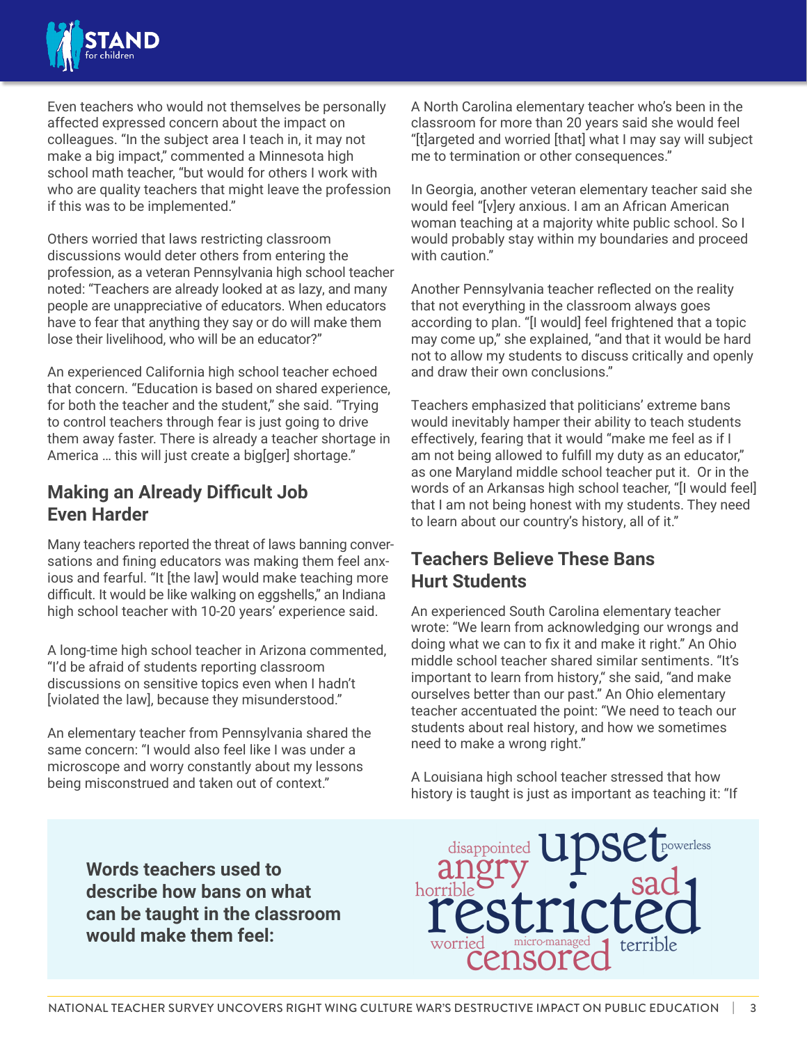Even teachers who would not themselves be personally affected expressed concern about the impact on colleagues. "In the subject area I teach in, it may not make a big impact," commented a Minnesota high school math teacher, "but would for others I work with who are quality teachers that might leave the profession if this was to be implemented."

Others worried that laws restricting classroom discussions would deter others from entering the profession, as a veteran Pennsylvania high school teacher noted: "Teachers are already looked at as lazy, and many people are unappreciative of educators. When educators have to fear that anything they say or do will make them lose their livelihood, who will be an educator?"

An experienced California high school teacher echoed that concern. "Education is based on shared experience, for both the teacher and the student," she said. "Trying to control teachers through fear is just going to drive them away faster. There is already a teacher shortage in America … this will just create a big[ger] shortage."

## Making an Already Difficult Job Even Harder

Many teachers reported the threat of laws banning conversations and fining educators was making them feel anxious and fearful. "It [the law] would make teaching more difficult. It would be like walking on eggshells," an Indiana high school teacher with 10-20 years' experience said.

A long-time high school teacher in Arizona commented, "I'd be afraid of students reporting classroom discussions on sensitive topics even when I hadn't [violated the law], because they misunderstood."

An elementary teacher from Pennsylvania shared the same concern: "I would also feel like I was under a microscope and worry constantly about my lessons being misconstrued and taken out of context."

A North Carolina elementary teacher who's been in the classroom for more than 20 years said she would feel "[t]argeted and worried [that] what I may say will subject me to termination or other consequences."

In Georgia, another veteran elementary teacher said she would feel "[v]ery anxious. I am an African American woman teaching at a majority white public school. So I would probably stay within my boundaries and proceed with caution."

Another Pennsylvania teacher reflected on the reality that not everything in the classroom always goes according to plan. "[I would] feel frightened that a topic may come up," she explained, "and that it would be hard not to allow my students to discuss critically and openly and draw their own conclusions."

Teachers emphasized that politicians' extreme bans would inevitably hamper their ability to teach students effectively, fearing that it would "make me feel as if I am not being allowed to fulfill my duty as an educator," as one Maryland middle school teacher put it. Or in the words of an Arkansas high school teacher, "[I would feel] that I am not being honest with my students. They need to learn about our country's history, all of it."

## Teachers Believe These Bans Hurt Students

An experienced South Carolina elementary teacher wrote: "We learn from acknowledging our wrongs and doing what we can to fix it and make it right." An Ohio middle school teacher shared similar sentiments. "It's important to learn from history," she said, "and make ourselves better than our past." An Ohio elementary teacher accentuated the point: "We need to teach our students about real history, and how we sometimes need to make a wrong right."

A Louisiana high school teacher stressed that how history is taught is just as important as teaching it: "If

**Words teachers used to describe how bans on what can be taught in the classroom would make them feel:**

disappointed, upset, powerless, angry, sad, horrible, restricted, worried, micro-managed, terrible, censored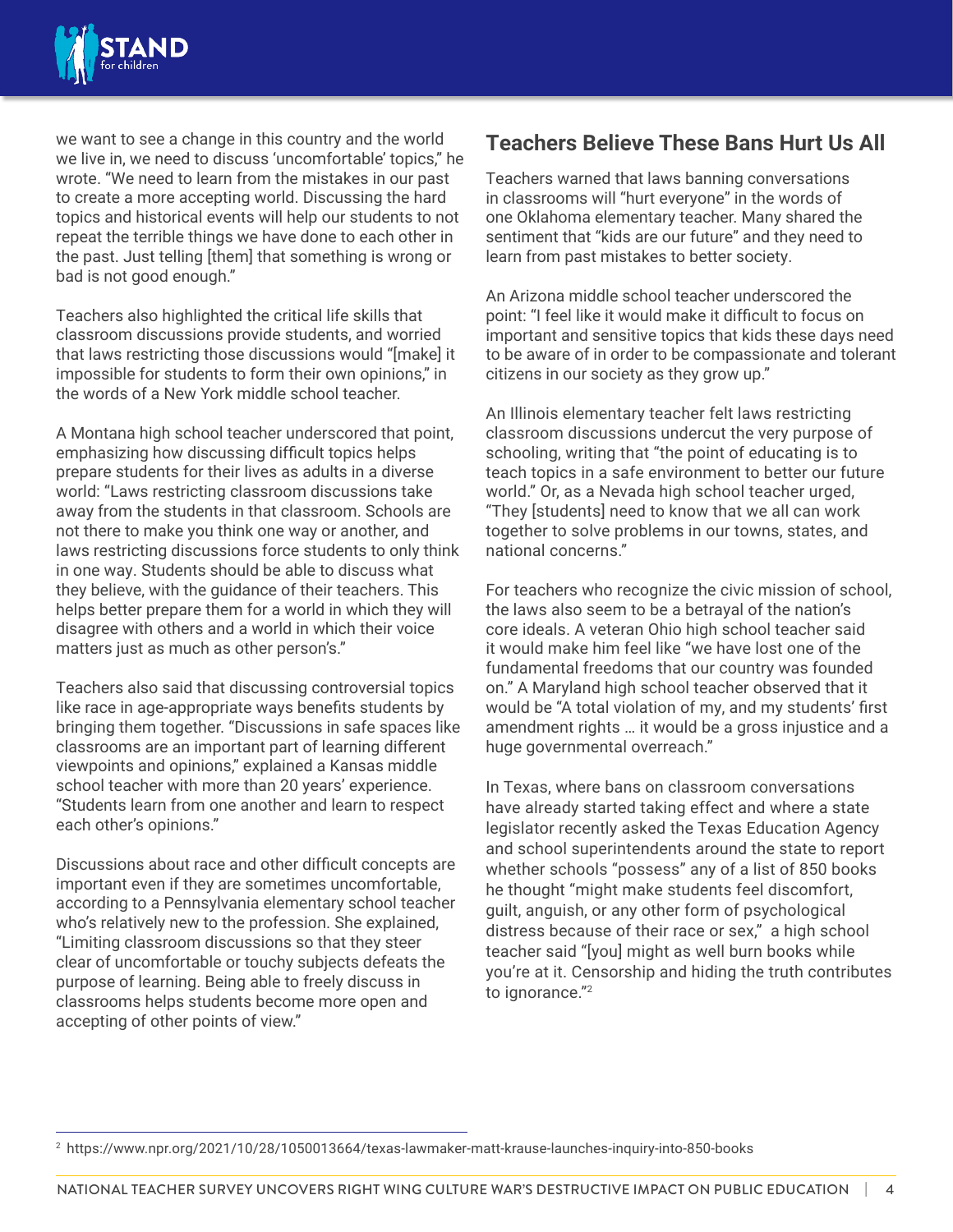we want to see a change in this country and the world we live in, we need to discuss 'uncomfortable' topics," he wrote. "We need to learn from the mistakes in our past to create a more accepting world. Discussing the hard topics and historical events will help our students to not repeat the terrible things we have done to each other in the past. Just telling [them] that something is wrong or bad is not good enough."

Teachers also highlighted the critical life skills that classroom discussions provide students, and worried that laws restricting those discussions would "[make] it impossible for students to form their own opinions," in the words of a New York middle school teacher.

A Montana high school teacher underscored that point, emphasizing how discussing difficult topics helps prepare students for their lives as adults in a diverse world: "Laws restricting classroom discussions take away from the students in that classroom. Schools are not there to make you think one way or another, and laws restricting discussions force students to only think in one way. Students should be able to discuss what they believe, with the guidance of their teachers. This helps better prepare them for a world in which they will disagree with others and a world in which their voice matters just as much as other person's."

Teachers also said that discussing controversial topics like race in age-appropriate ways benefits students by bringing them together. "Discussions in safe spaces like classrooms are an important part of learning different viewpoints and opinions," explained a Kansas middle school teacher with more than 20 years' experience. "Students learn from one another and learn to respect each other's opinions."

Discussions about race and other difficult concepts are important even if they are sometimes uncomfortable, according to a Pennsylvania elementary school teacher who's relatively new to the profession. She explained, "Limiting classroom discussions so that they steer clear of uncomfortable or touchy subjects defeats the purpose of learning. Being able to freely discuss in classrooms helps students become more open and accepting of other points of view."

## Teachers Believe These Bans Hurt Us All

Teachers warned that laws banning conversations in classrooms will "hurt everyone" in the words of one Oklahoma elementary teacher. Many shared the sentiment that "kids are our future" and they need to learn from past mistakes to better society.

An Arizona middle school teacher underscored the point: "I feel like it would make it difficult to focus on important and sensitive topics that kids these days need to be aware of in order to be compassionate and tolerant citizens in our society as they grow up."

An Illinois elementary teacher felt laws restricting classroom discussions undercut the very purpose of schooling, writing that "the point of educating is to teach topics in a safe environment to better our future world." Or, as a Nevada high school teacher urged, "They [students] need to know that we all can work together to solve problems in our towns, states, and national concerns."

For teachers who recognize the civic mission of school, the laws also seem to be a betrayal of the nation's core ideals. A veteran Ohio high school teacher said it would make him feel like "we have lost one of the fundamental freedoms that our country was founded on." A Maryland high school teacher observed that it would be "A total violation of my, and my students' first amendment rights … it would be a gross injustice and a huge governmental overreach."

In Texas, where bans on classroom conversations have already started taking effect and where a state legislator recently asked the Texas Education Agency and school superintendents around the state to report whether schools "possess" any of a list of 850 books he thought "might make students feel discomfort, guilt, anguish, or any other form of psychological distress because of their race or sex," a high school teacher said "[you] might as well burn books while you're at it. Censorship and hiding the truth contributes to ignorance."[2]

---

[2] https://www.npr.org/2021/10/28/1050013664/texas-lawmaker-matt-krause-launches-inquiry-into-850-books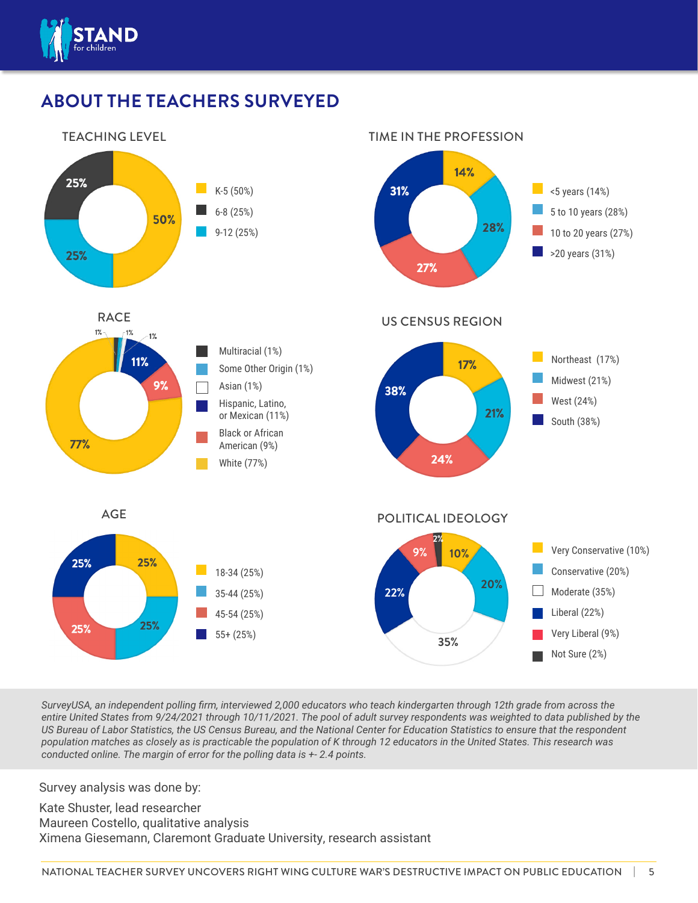## ABOUT THE TEACHERS SURVEYED

### TEACHING LEVEL

25%
50%
25%

K-5 (50%)
6-8 (25%)
9-12 (25%)

### TIME IN THE PROFESSION

14%
31%
28%
27%

<5 years (14%)
5 to 10 years (28%)
10 to 20 years (27%)
>20 years (31%)

### RACE

1%
1%
1%
11%
9%
77%

Multiracial (1%)
Some Other Origin (1%)
Asian (1%)
Hispanic, Latino, or Mexican (11%)
Black or African American (9%)
White (77%)

### US CENSUS REGION

17%
38%
21%
24%

Northeast (17%)
Midwest (21%)
West (24%)
South (38%)

### AGE

25%
25%
25%
25%

18-34 (25%)
35-44 (25%)
45-54 (25%)
55+ (25%)

### POLITICAL IDEOLOGY

2%
9%
10%
20%
22%
35%

Very Conservative (10%)
Conservative (20%)
Moderate (35%)
Liberal (22%)
Very Liberal (9%)
Not Sure (2%)

*SurveyUSA, an independent polling firm, interviewed 2,000 educators who teach kindergarten through 12th grade from across the entire United States from 9/24/2021 through 10/11/2021. The pool of adult survey respondents was weighted to data published by the US Bureau of Labor Statistics, the US Census Bureau, and the National Center for Education Statistics to ensure that the respondent population matches as closely as is practicable the population of K through 12 educators in the United States. This research was conducted online. The margin of error for the polling data is +- 2.4 points.*

Survey analysis was done by:

Kate Shuster, lead researcher
Maureen Costello, qualitative analysis
Ximena Giesemann, Claremont Graduate University, research assistant